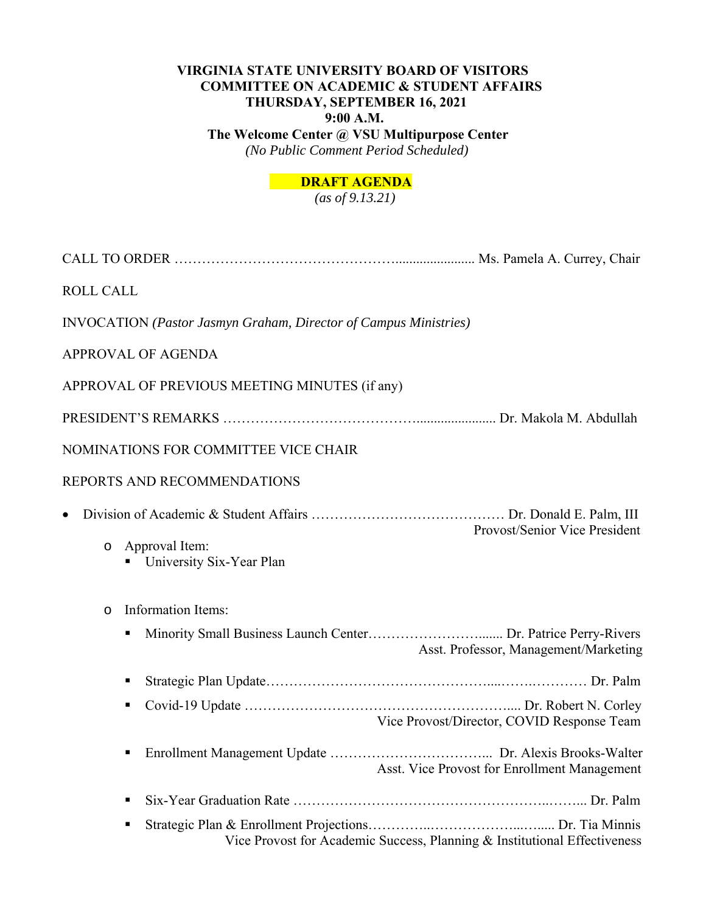**VIRGINIA STATE UNIVERSITY BOARD OF VISITORS**
**COMMITTEE ON ACADEMIC & STUDENT AFFAIRS**
**THURSDAY, SEPTEMBER 16, 2021**
**9:00 A.M.**
**The Welcome Center @ VSU Multipurpose Center**
*(No Public Comment Period Scheduled)*

**DRAFT AGENDA**
*(as of 9.13.21)*

CALL TO ORDER ………………………………………...................... Ms. Pamela A. Currey, Chair

ROLL CALL

INVOCATION *(Pastor Jasmyn Graham, Director of Campus Ministries)*

APPROVAL OF AGENDA

APPROVAL OF PREVIOUS MEETING MINUTES (if any)

PRESIDENT'S REMARKS …………………………………....................... Dr. Makola M. Abdullah

NOMINATIONS FOR COMMITTEE VICE CHAIR

REPORTS AND RECOMMENDATIONS

- Division of Academic & Student Affairs …………………………………… Dr. Donald E. Palm, III
  Provost/Senior Vice President
  - Approval Item:
    - University Six-Year Plan
  - Information Items:
    - Minority Small Business Launch Center……………………....... Dr. Patrice Perry-Rivers
      Asst. Professor, Management/Marketing
    - Strategic Plan Update……………………………………….....…….………… Dr. Palm
    - Covid-19 Update ………………………………………………….... Dr. Robert N. Corley
      Vice Provost/Director, COVID Response Team
    - Enrollment Management Update ……………………………... Dr. Alexis Brooks-Walter
      Asst. Vice Provost for Enrollment Management
    - Six-Year Graduation Rate …………………………………………..……... Dr. Palm
    - Strategic Plan & Enrollment Projections…………..………………...…..... Dr. Tia Minnis
      Vice Provost for Academic Success, Planning & Institutional Effectiveness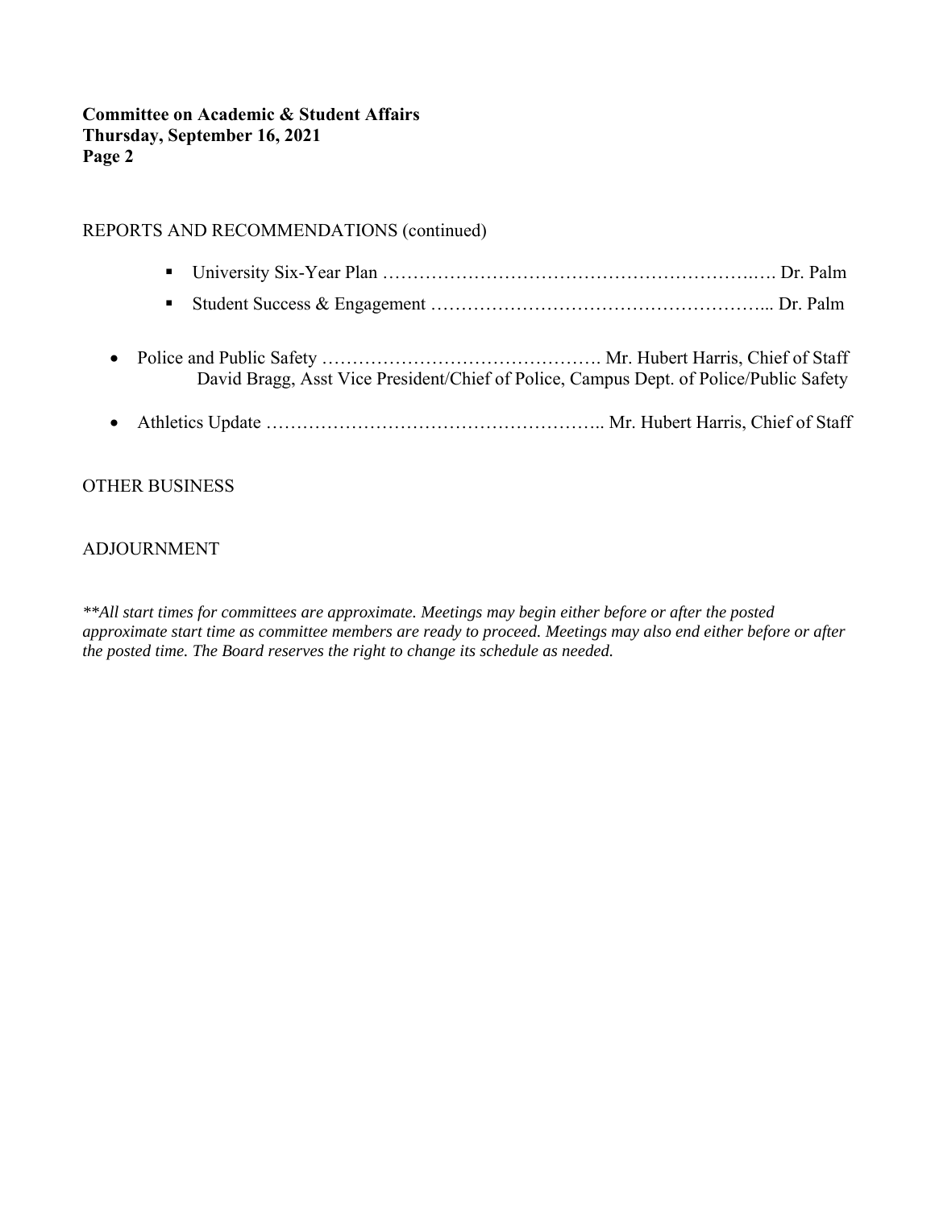**Committee on Academic & Student Affairs**
**Thursday, September 16, 2021**
**Page 2**

REPORTS AND RECOMMENDATIONS (continued)

- University Six-Year Plan ……………………………………………………….…. Dr. Palm
- Student Success & Engagement ………………………………………………... Dr. Palm

- Police and Public Safety ………………………………………. Mr. Hubert Harris, Chief of Staff
  David Bragg, Asst Vice President/Chief of Police, Campus Dept. of Police/Public Safety
- Athletics Update ……………………………………………….. Mr. Hubert Harris, Chief of Staff

OTHER BUSINESS

ADJOURNMENT

*\*\*All start times for committees are approximate. Meetings may begin either before or after the posted approximate start time as committee members are ready to proceed. Meetings may also end either before or after the posted time. The Board reserves the right to change its schedule as needed.*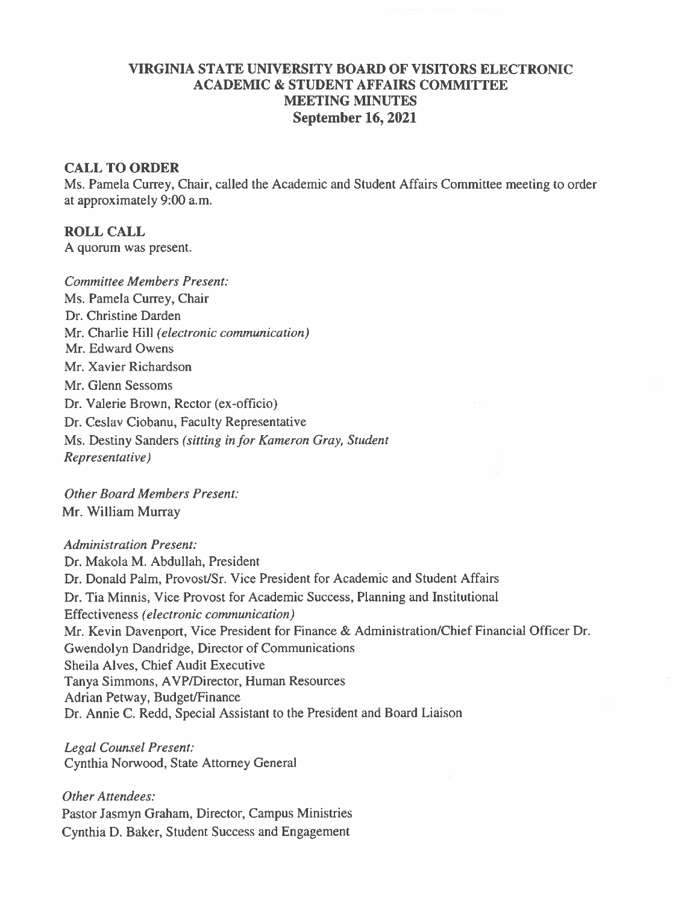# VIRGINIA STATE UNIVERSITY BOARD OF VISITORS ELECTRONIC ACADEMIC & STUDENT AFFAIRS COMMITTEE MEETING MINUTES

## September 16, 2021

### CALL TO ORDER

Ms. Pamela Currey, Chair, called the Academic and Student Affairs Committee meeting to order at approximately 9:00 a.m.

### ROLL CALL

A quorum was present.

*Committee Members Present:*
Ms. Pamela Currey, Chair
Dr. Christine Darden
Mr. Charlie Hill *(electronic communication)*
Mr. Edward Owens
Mr. Xavier Richardson
Mr. Glenn Sessoms
Dr. Valerie Brown, Rector (ex-officio)
Dr. Ceslav Ciobanu, Faculty Representative
Ms. Destiny Sanders *(sitting in for Kameron Gray, Student Representative)*

*Other Board Members Present:*
Mr. William Murray

*Administration Present:*
Dr. Makola M. Abdullah, President
Dr. Donald Palm, Provost/Sr. Vice President for Academic and Student Affairs
Dr. Tia Minnis, Vice Provost for Academic Success, Planning and Institutional Effectiveness *(electronic communication)*
Mr. Kevin Davenport, Vice President for Finance & Administration/Chief Financial Officer Dr. Gwendolyn Dandridge, Director of Communications
Sheila Alves, Chief Audit Executive
Tanya Simmons, AVP/Director, Human Resources
Adrian Petway, Budget/Finance
Dr. Annie C. Redd, Special Assistant to the President and Board Liaison

*Legal Counsel Present:*
Cynthia Norwood, State Attorney General

*Other Attendees:*
Pastor Jasmyn Graham, Director, Campus Ministries
Cynthia D. Baker, Student Success and Engagement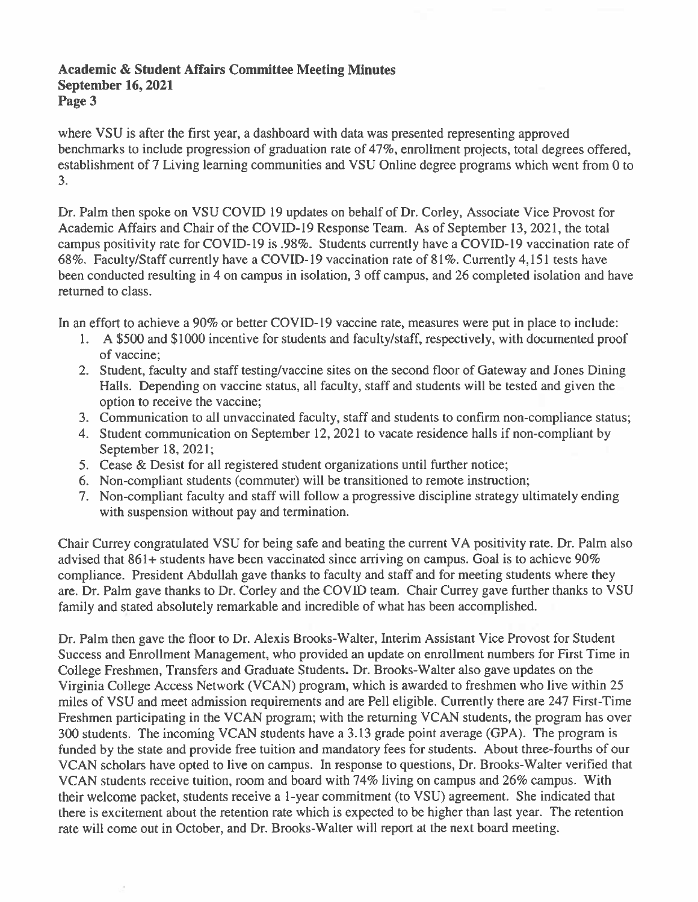where VSU is after the first year, a dashboard with data was presented representing approved benchmarks to include progression of graduation rate of 47%, enrollment projects, total degrees offered, establishment of 7 Living learning communities and VSU Online degree programs which went from 0 to 3.

Dr. Palm then spoke on VSU COVID 19 updates on behalf of Dr. Corley, Associate Vice Provost for Academic Affairs and Chair of the COVID-19 Response Team. As of September 13, 2021, the total campus positivity rate for COVID-19 is .98%. Students currently have a COVID-19 vaccination rate of 68%. Faculty/Staff currently have a COVID-19 vaccination rate of 81%. Currently 4,151 tests have been conducted resulting in 4 on campus in isolation, 3 off campus, and 26 completed isolation and have returned to class.

In an effort to achieve a 90% or better COVID-19 vaccine rate, measures were put in place to include:

1. A $500 and $1000 incentive for students and faculty/staff, respectively, with documented proof of vaccine;
2. Student, faculty and staff testing/vaccine sites on the second floor of Gateway and Jones Dining Halls. Depending on vaccine status, all faculty, staff and students will be tested and given the option to receive the vaccine;
3. Communication to all unvaccinated faculty, staff and students to confirm non-compliance status;
4. Student communication on September 12, 2021 to vacate residence halls if non-compliant by September 18, 2021;
5. Cease & Desist for all registered student organizations until further notice;
6. Non-compliant students (commuter) will be transitioned to remote instruction;
7. Non-compliant faculty and staff will follow a progressive discipline strategy ultimately ending with suspension without pay and termination.

Chair Currey congratulated VSU for being safe and beating the current VA positivity rate. Dr. Palm also advised that 861+ students have been vaccinated since arriving on campus. Goal is to achieve 90% compliance. President Abdullah gave thanks to faculty and staff and for meeting students where they are. Dr. Palm gave thanks to Dr. Corley and the COVID team. Chair Currey gave further thanks to VSU family and stated absolutely remarkable and incredible of what has been accomplished.

Dr. Palm then gave the floor to Dr. Alexis Brooks-Walter, Interim Assistant Vice Provost for Student Success and Enrollment Management, who provided an update on enrollment numbers for First Time in College Freshmen, Transfers and Graduate Students. Dr. Brooks-Walter also gave updates on the Virginia College Access Network (VCAN) program, which is awarded to freshmen who live within 25 miles of VSU and meet admission requirements and are Pell eligible. Currently there are 247 First-Time Freshmen participating in the VCAN program; with the returning VCAN students, the program has over 300 students. The incoming VCAN students have a 3.13 grade point average (GPA). The program is funded by the state and provide free tuition and mandatory fees for students. About three-fourths of our VCAN scholars have opted to live on campus. In response to questions, Dr. Brooks-Walter verified that VCAN students receive tuition, room and board with 74% living on campus and 26% campus. With their welcome packet, students receive a 1-year commitment (to VSU) agreement. She indicated that there is excitement about the retention rate which is expected to be higher than last year. The retention rate will come out in October, and Dr. Brooks-Walter will report at the next board meeting.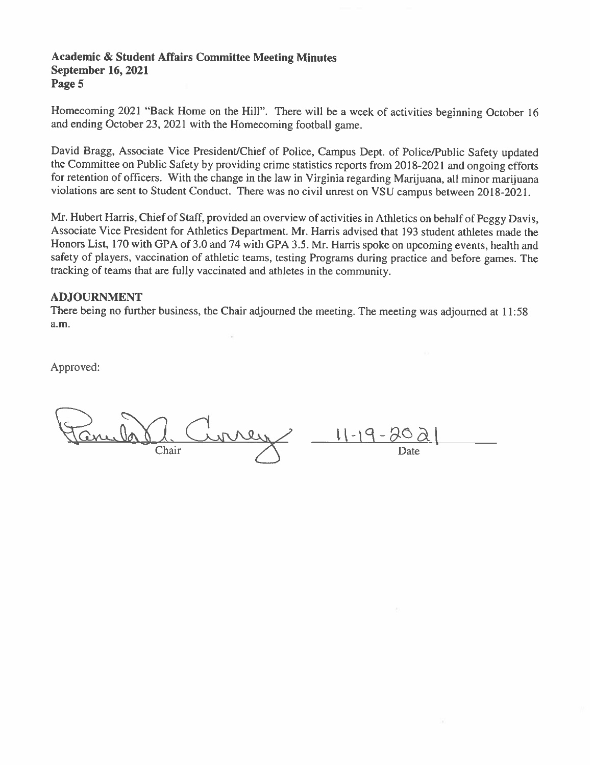Homecoming 2021 "Back Home on the Hill". There will be a week of activities beginning October 16 and ending October 23, 2021 with the Homecoming football game.

David Bragg, Associate Vice President/Chief of Police, Campus Dept. of Police/Public Safety updated the Committee on Public Safety by providing crime statistics reports from 2018-2021 and ongoing efforts for retention of officers. With the change in the law in Virginia regarding Marijuana, all minor marijuana violations are sent to Student Conduct. There was no civil unrest on VSU campus between 2018-2021.

Mr. Hubert Harris, Chief of Staff, provided an overview of activities in Athletics on behalf of Peggy Davis, Associate Vice President for Athletics Department. Mr. Harris advised that 193 student athletes made the Honors List, 170 with GPA of 3.0 and 74 with GPA 3.5. Mr. Harris spoke on upcoming events, health and safety of players, vaccination of athletic teams, testing Programs during practice and before games. The tracking of teams that are fully vaccinated and athletes in the community.

## ADJOURNMENT

There being no further business, the Chair adjourned the meeting. The meeting was adjourned at 11:58 a.m.

Approved:

Pamela A. Currey — Chair

11-19-2021 — Date